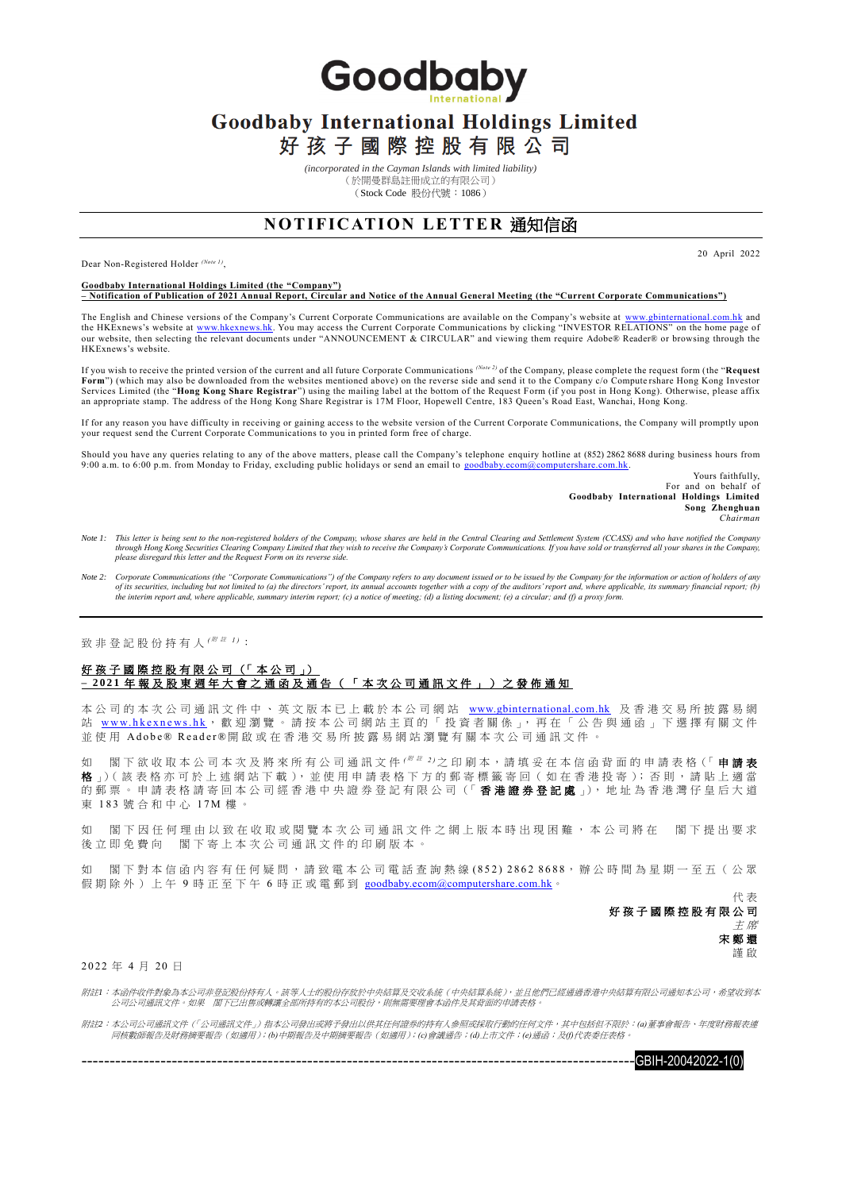# Goodbaby International Holdings Limited

# 好 孩 子 國 際 控 股 有 限 公 司

*(incorporated in the Cayman Islands with limited liability)*

（於開曼群島註冊成立的有限公司）

（Stock Code 股份代號：1086）

## NOTIFICATION LETTER 通知信函

Dear Non-Registered Holder [(Note 1)],

20 April 2022

**Goodbaby International Holdings Limited (the "Company")**
**– Notification of Publication of 2021 Annual Report, Circular and Notice of the Annual General Meeting (the "Current Corporate Communications")**

The English and Chinese versions of the Company's Current Corporate Communications are available on the Company's website at www.gbinternational.com.hk and the HKExnews's website at www.hkexnews.hk. You may access the Current Corporate Communications by clicking "INVESTOR RELATIONS" on the home page of our website, then selecting the relevant documents under "ANNOUNCEMENT & CIRCULAR" and viewing them require Adobe® Reader® or browsing through the HKExnews's website.

If you wish to receive the printed version of the current and all future Corporate Communications [(Note 2)] of the Company, please complete the request form (the "**Request Form**") (which may also be downloaded from the websites mentioned above) on the reverse side and send it to the Company c/o Computershare Hong Kong Investor Services Limited (the "**Hong Kong Share Registrar**") using the mailing label at the bottom of the Request Form (if you post in Hong Kong). Otherwise, please affix an appropriate stamp. The address of the Hong Kong Share Registrar is 17M Floor, Hopewell Centre, 183 Queen's Road East, Wanchai, Hong Kong.

If for any reason you have difficulty in receiving or gaining access to the website version of the Current Corporate Communications, the Company will promptly upon your request send the Current Corporate Communications to you in printed form free of charge.

Should you have any queries relating to any of the above matters, please call the Company's telephone enquiry hotline at (852) 2862 8688 during business hours from 9:00 a.m. to 6:00 p.m. from Monday to Friday, excluding public holidays or send an email to goodbaby.ecom@computershare.com.hk.

Yours faithfully,
For and on behalf of
**Goodbaby International Holdings Limited**
**Song Zhenghuan**
*Chairman*

*Note 1: This letter is being sent to the non-registered holders of the Company, whose shares are held in the Central Clearing and Settlement System (CCASS) and who have notified the Company through Hong Kong Securities Clearing Company Limited that they wish to receive the Company's Corporate Communications. If you have sold or transferred all your shares in the Company, please disregard this letter and the Request Form on its reverse side.*

*Note 2: Corporate Communications (the "Corporate Communications") of the Company refers to any document issued or to be issued by the Company for the information or action of holders of any of its securities, including but not limited to (a) the directors' report, its annual accounts together with a copy of the auditors' report and, where applicable, its summary financial report; (b) the interim report and, where applicable, summary interim report; (c) a notice of meeting; (d) a listing document; (e) a circular; and (f) a proxy form.*

---

致非登記股份持有人[(附註 1)]：

**好孩子國際控股有限公司（「本公司」）**
**– 2021年報及股東週年大會之通函及通告（「本次公司通訊文件」）之發佈通知**

本公司的本次公司通訊文件中、英文版本已上載於本公司網站 www.gbinternational.com.hk 及香港交易所披露易網站 www.hkexnews.hk，歡迎瀏覽。請按本公司網站主頁的「投資者關係」，再在「公告與通函」下選擇有關文件並使用 Adobe® Reader®開啟或在香港交易所披露易網站瀏覽有關本次公司通訊文件。

如 閣下欲收取本公司本次及將來所有公司通訊文件[(附註 2)]之印刷本，請填妥在本信函背面的申請表格（「**申請表格**」）(該表格亦可於上述網站下載)，並使用申請表格下方的郵寄標籤寄回（如在香港投寄）；否則，請貼上適當的郵票。申請表格請寄回本公司經香港中央證券登記有限公司（「**香港證券登記處**」），地址為香港灣仔皇后大道東 183 號合和中心 17M 樓。

如 閣下因任何理由以致在收取或閱覽本次公司通訊文件之網上版本時出現困難，本公司將在 閣下提出要求後立即免費向 閣下寄上本次公司通訊文件的印刷版本。

如 閣下對本信函內容有任何疑問，請致電本公司電話查詢熱線(852) 2862 8688，辦公時間為星期一至五（公眾假期除外）上午 9 時正至下午 6 時正或電郵到 goodbaby.ecom@computershare.com.hk。

代表
**好孩子國際控股有限公司**
*主席*
**宋鄭還**
謹啟

2022 年 4 月 20 日

*附註1：本函件收件對象為本公司非登記股份持有人。該等人士的股份存放於中央結算及交收系統（中央結算系統），並且他們已經通過香港中央結算有限公司通知本公司，希望收到本公司公司通訊文件。如果 閣下已出售或轉讓全部所持有的本公司股份，則無需要理會本函件及其背面的申請表格。*

*附註2：本公司公司通訊文件（「公司通訊文件」）指本公司發出或將予發出以供其任何證券的持有人參照或採取行動的任何文件，其中包括但不限於：(a)董事會報告、年度財務報表連同核數師報告及財務摘要報告（如適用）；(b)中期報告及中期摘要報告（如適用）；(c)會議通告；(d)上市文件；(e)通函；及(f)代表委任表格。*

GBIH-20042022-1(0)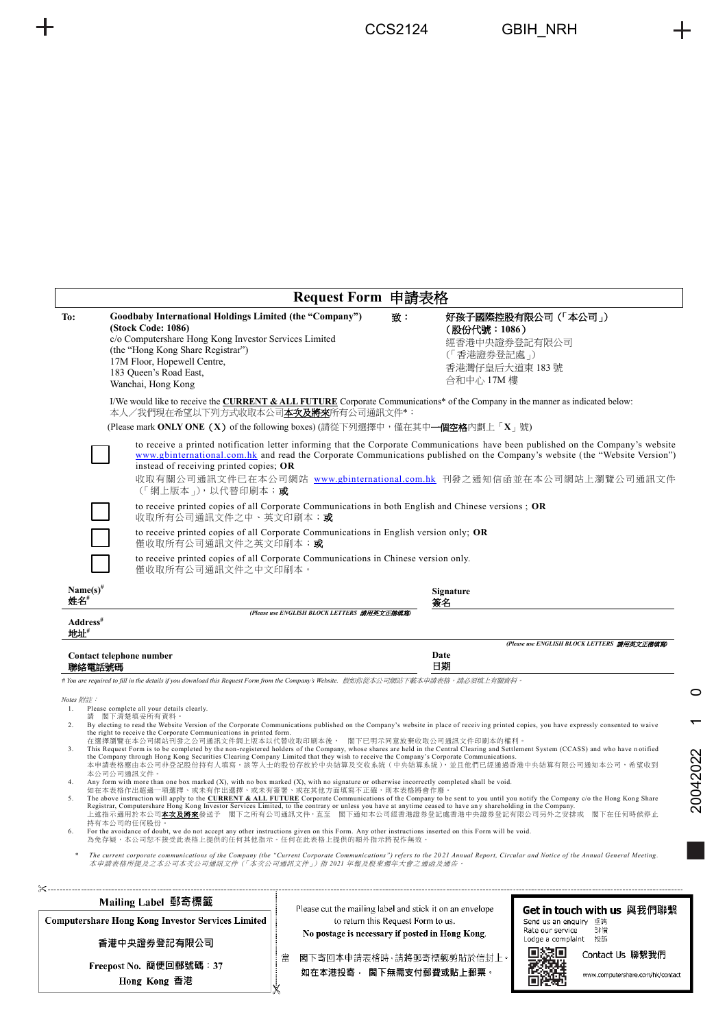# Request Form 申請表格

**To:** **Goodbaby International Holdings Limited (the "Company")**
**(Stock Code: 1086)**
c/o Computershare Hong Kong Investor Services Limited
(the "Hong Kong Share Registrar")
17M Floor, Hopewell Centre,
183 Queen's Road East,
Wanchai, Hong Kong

**致：** **好孩子國際控股有限公司（「本公司」）**
**（股份代號：1086）**
經香港中央證券登記有限公司
（「香港證券登記處」）
香港灣仔皇后大道東 183 號
合和中心 17M 樓

I/We would like to receive the **CURRENT & ALL FUTURE** Corporate Communications* of the Company in the manner as indicated below:
本人／我們現在希望以下列方式收取本公司**本次及將來**所有公司通訊文件*：

(Please mark **ONLY ONE** (**X**) of the following boxes) (請從下列選擇中，僅在其中**一個空格**內劃上「**X**」號)

☐ to receive a printed notification letter informing that the Corporate Communications have been published on the Company's website www.gbinternational.com.hk and read the Corporate Communications published on the Company's website (the "Website Version") instead of receiving printed copies; **OR**
收取有關公司通訊文件已在本公司網站 www.gbinternational.com.hk 刊發之通知信函並在本公司網站上瀏覽公司通訊文件（「網上版本」），以代替印刷本；**或**

☐ to receive printed copies of all Corporate Communications in both English and Chinese versions ; **OR**
收取所有公司通訊文件之中、英文印刷本；**或**

☐ to receive printed copies of all Corporate Communications in English version only; **OR**
僅收取所有公司通訊文件之英文印刷本；**或**

☐ to receive printed copies of all Corporate Communications in Chinese version only.
僅收取所有公司通訊文件之中文印刷本。

**Name(s)**#
**姓名**#
*(Please use ENGLISH BLOCK LETTERS 請用英文正楷填寫)*

**Signature**
**簽名**

**Address**#
**地址**#
*(Please use ENGLISH BLOCK LETTERS 請用英文正楷填寫)*

**Contact telephone number**
**聯絡電話號碼**

**Date**
**日期**

*# You are required to fill in the details if you download this Request Form from the Company's Website. 假如你從本公司網站下載本申請表格，請必須填上有關資料。*

*Notes 附註：*

1. Please complete all your details clearly.
請 閣下清楚填妥所有資料。
2. By electing to read the Website Version of the Corporate Communications published on the Company's website in place of receiving printed copies, you have expressly consented to waive the right to receive the Corporate Communications in printed form.
在選擇瀏覽在本公司網站刊發之公司通訊文件網上版本以代替收取印刷本後， 閣下已明示同意放棄收取公司通訊文件印刷本的權利。
3. This Request Form is to be completed by the non-registered holders of the Company, whose shares are held in the Central Clearing and Settlement System (CCASS) and who have notified the Company through Hong Kong Securities Clearing Company Limited that they wish to receive the Company's Corporate Communications.
本申請表格應由本公司非登記股份持有人填寫，該等人士的股份存放於中央結算及交收系統（中央結算系統），並且他們已經通過香港中央結算有限公司通知本公司，希望收到本公司公司通訊文件。
4. Any form with more than one box marked (X), with no box marked (X), with no signature or otherwise incorrectly completed shall be void.
如在本表格作出超過一項選擇、或未有作出選擇、或未有簽署、或在其他方面填寫不正確，則本表格將會作廢。
5. The above instruction will apply to the **CURRENT & ALL FUTURE** Corporate Communications of the Company to be sent to you until you notify the Company c/o the Hong Kong Share Registrar, Computershare Hong Kong Investor Services Limited, to the contrary or unless you have at anytime ceased to have any shareholding in the Company.
上述指示適用於本公司**本次及將來**發送予 閣下之所有公司通訊文件，直至 閣下通知本公司經香港證券登記處香港中央證券登記有限公司另外之安排或 閣下在任何時候停止持有本公司的任何股份。
6. For the avoidance of doubt, we do not accept any other instructions given on this Form. Any other instructions inserted on this Form will be void.
為免存疑，本公司恕不接受此表格上提供的任何其他指示，任何在此表格上提供的額外指示將視作無效。

\* *The current corporate communications of the Company (the "Current Corporate Communications") refers to the 2021 Annual Report, Circular and Notice of the Annual General Meeting.*
*本申請表格所提及之本公司本次公司通訊文件（「本次公司通訊文件」）指 2021 年報及股東週年大會之通函及通告。*

---

**Mailing Label 郵寄標籤**

**Computershare Hong Kong Investor Services Limited**

**香港中央證券登記有限公司**

**Freepost No. 簡便回郵號碼：37**

**Hong Kong 香港**

Please cut the mailing label and stick it on an envelope to return this Request Form to us.
**No postage is necessary if posted in Hong Kong.**

當 閣下寄回本申請表格時，請將郵寄標籤剪貼於信封上。
**如在本港投寄， 閣下無需支付郵費或貼上郵票。**

**Get in touch with us 與我們聯繫**
Send us an enquiry 查詢
Rate our service 評價
Lodge a complaint 投訴
Contact Us 聯繫我們
www.computershare.com/hk/contact